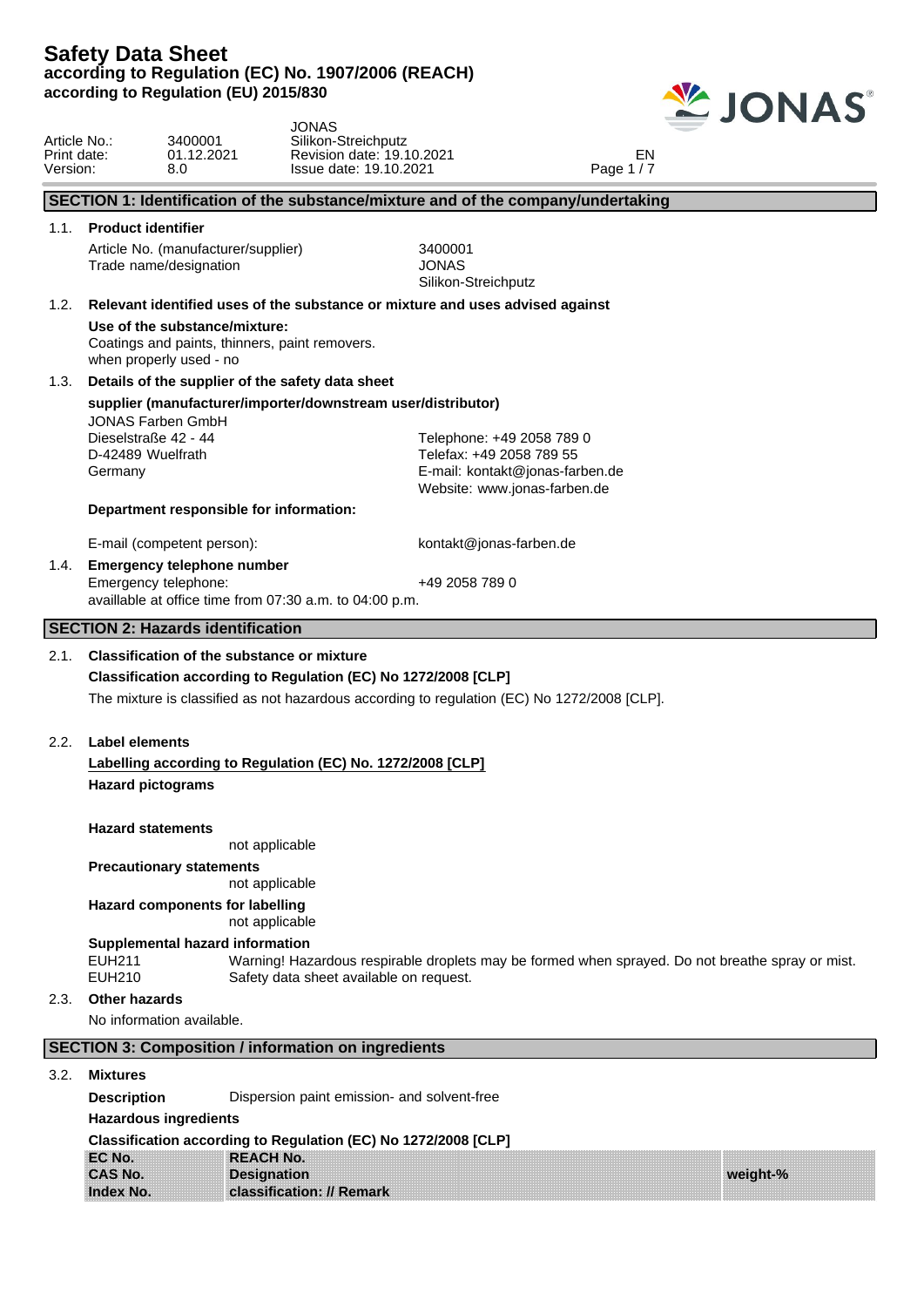# Safety Data Sheet

**according to Regulation (EC) No. 1907/2006 (REACH)**
**according to Regulation (EU) 2015/830**

| | | | |
|---|---|---|---|
| Article No.: | 3400001 | JONAS Silikon-Streichputz | |
| Print date: | 01.12.2021 | Revision date: 19.10.2021 | EN |
| Version: | 8.0 | Issue date: 19.10.2021 | |

## SECTION 1: Identification of the substance/mixture and of the company/undertaking

### 1.1. Product identifier

Article No. (manufacturer/supplier): 3400001
Trade name/designation: JONAS Silikon-Streichputz

### 1.2. Relevant identified uses of the substance or mixture and uses advised against

**Use of the substance/mixture:**
Coatings and paints, thinners, paint removers.
when properly used - no

### 1.3. Details of the supplier of the safety data sheet

**supplier (manufacturer/importer/downstream user/distributor)**

JONAS Farben GmbH
Dieselstraße 42 - 44
D-42489 Wuelfrath
Germany

Telephone: +49 2058 789 0
Telefax: +49 2058 789 55
E-mail: kontakt@jonas-farben.de
Website: www.jonas-farben.de

**Department responsible for information:**

E-mail (competent person): kontakt@jonas-farben.de

### 1.4. Emergency telephone number

Emergency telephone: +49 2058 789 0
availlable at office time from 07:30 a.m. to 04:00 p.m.

## SECTION 2: Hazards identification

### 2.1. Classification of the substance or mixture

**Classification according to Regulation (EC) No 1272/2008 [CLP]**

The mixture is classified as not hazardous according to regulation (EC) No 1272/2008 [CLP].

### 2.2. Label elements

**Labelling according to Regulation (EC) No. 1272/2008 [CLP]**

**Hazard pictograms**

**Hazard statements**
not applicable

**Precautionary statements**
not applicable

**Hazard components for labelling**
not applicable

**Supplemental hazard information**

EUH211 Warning! Hazardous respirable droplets may be formed when sprayed. Do not breathe spray or mist.
EUH210 Safety data sheet available on request.

### 2.3. Other hazards

No information available.

## SECTION 3: Composition / information on ingredients

### 3.2. Mixtures

**Description** Dispersion paint emission- and solvent-free

**Hazardous ingredients**

**Classification according to Regulation (EC) No 1272/2008 [CLP]**

| EC No.<br>CAS No.<br>Index No. | REACH No.<br>Designation<br>classification: // Remark | weight-% |
|---|---|---|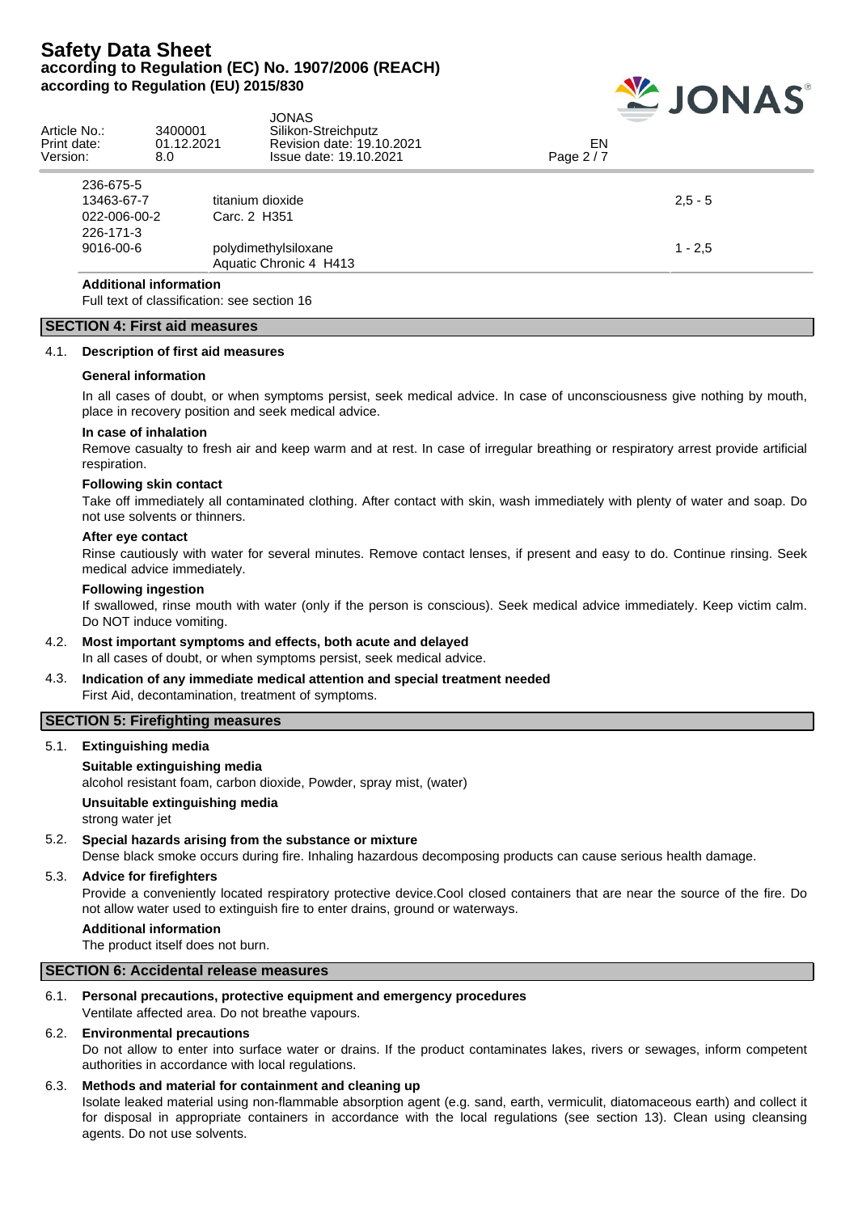| | | |
|---|---|---|
| 236-675-5 | | |
| 13463-67-7 | titanium dioxide | 2,5 - 5 |
| 022-006-00-2 | Carc. 2 H351 | |
| 226-171-3 | | |
| 9016-00-6 | polydimethylsiloxane | 1 - 2,5 |
| | Aquatic Chronic 4 H413 | |

**Additional information**

Full text of classification: see section 16

## SECTION 4: First aid measures

### 4.1. Description of first aid measures

**General information**

In all cases of doubt, or when symptoms persist, seek medical advice. In case of unconsciousness give nothing by mouth, place in recovery position and seek medical advice.

**In case of inhalation**

Remove casualty to fresh air and keep warm and at rest. In case of irregular breathing or respiratory arrest provide artificial respiration.

**Following skin contact**

Take off immediately all contaminated clothing. After contact with skin, wash immediately with plenty of water and soap. Do not use solvents or thinners.

**After eye contact**

Rinse cautiously with water for several minutes. Remove contact lenses, if present and easy to do. Continue rinsing. Seek medical advice immediately.

**Following ingestion**

If swallowed, rinse mouth with water (only if the person is conscious). Seek medical advice immediately. Keep victim calm. Do NOT induce vomiting.

### 4.2. Most important symptoms and effects, both acute and delayed

In all cases of doubt, or when symptoms persist, seek medical advice.

### 4.3. Indication of any immediate medical attention and special treatment needed

First Aid, decontamination, treatment of symptoms.

## SECTION 5: Firefighting measures

### 5.1. Extinguishing media

**Suitable extinguishing media**

alcohol resistant foam, carbon dioxide, Powder, spray mist, (water)

**Unsuitable extinguishing media**

strong water jet

### 5.2. Special hazards arising from the substance or mixture

Dense black smoke occurs during fire. Inhaling hazardous decomposing products can cause serious health damage.

### 5.3. Advice for firefighters

Provide a conveniently located respiratory protective device.Cool closed containers that are near the source of the fire. Do not allow water used to extinguish fire to enter drains, ground or waterways.

**Additional information**

The product itself does not burn.

## SECTION 6: Accidental release measures

### 6.1. Personal precautions, protective equipment and emergency procedures

Ventilate affected area. Do not breathe vapours.

### 6.2. Environmental precautions

Do not allow to enter into surface water or drains. If the product contaminates lakes, rivers or sewages, inform competent authorities in accordance with local regulations.

### 6.3. Methods and material for containment and cleaning up

Isolate leaked material using non-flammable absorption agent (e.g. sand, earth, vermiculit, diatomaceous earth) and collect it for disposal in appropriate containers in accordance with the local regulations (see section 13). Clean using cleansing agents. Do not use solvents.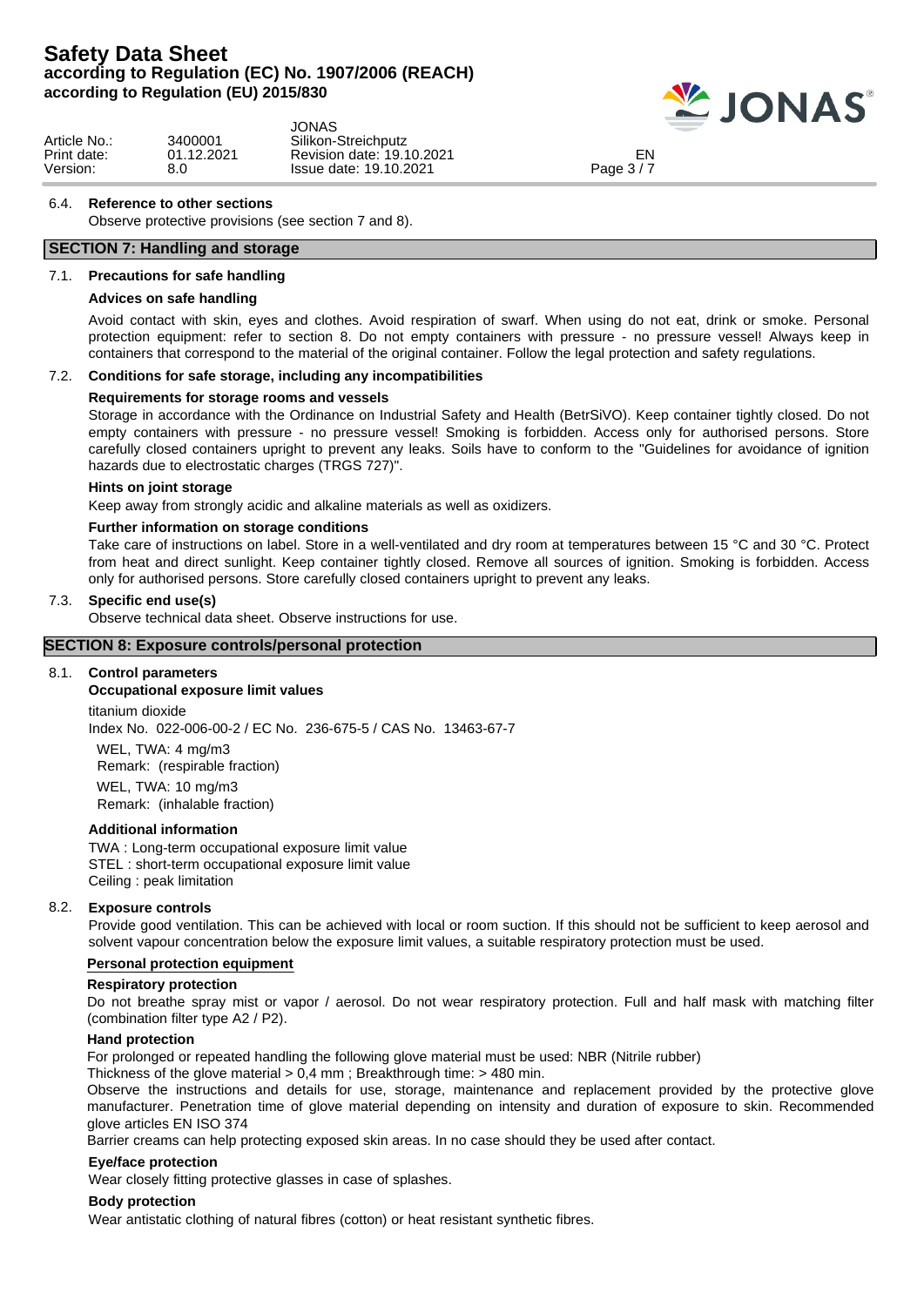#### 6.4. Reference to other sections

Observe protective provisions (see section 7 and 8).

## SECTION 7: Handling and storage

### 7.1. Precautions for safe handling

**Advices on safe handling**

Avoid contact with skin, eyes and clothes. Avoid respiration of swarf. When using do not eat, drink or smoke. Personal protection equipment: refer to section 8. Do not empty containers with pressure - no pressure vessel! Always keep in containers that correspond to the material of the original container. Follow the legal protection and safety regulations.

### 7.2. Conditions for safe storage, including any incompatibilities

**Requirements for storage rooms and vessels**

Storage in accordance with the Ordinance on Industrial Safety and Health (BetrSiVO). Keep container tightly closed. Do not empty containers with pressure - no pressure vessel! Smoking is forbidden. Access only for authorised persons. Store carefully closed containers upright to prevent any leaks. Soils have to conform to the "Guidelines for avoidance of ignition hazards due to electrostatic charges (TRGS 727)".

**Hints on joint storage**

Keep away from strongly acidic and alkaline materials as well as oxidizers.

**Further information on storage conditions**

Take care of instructions on label. Store in a well-ventilated and dry room at temperatures between 15 °C and 30 °C. Protect from heat and direct sunlight. Keep container tightly closed. Remove all sources of ignition. Smoking is forbidden. Access only for authorised persons. Store carefully closed containers upright to prevent any leaks.

### 7.3. Specific end use(s)

Observe technical data sheet. Observe instructions for use.

## SECTION 8: Exposure controls/personal protection

### 8.1. Control parameters

**Occupational exposure limit values**

titanium dioxide

Index No. 022-006-00-2 / EC No. 236-675-5 / CAS No. 13463-67-7

WEL, TWA: 4 mg/m3
Remark: (respirable fraction)

WEL, TWA: 10 mg/m3
Remark: (inhalable fraction)

**Additional information**

TWA : Long-term occupational exposure limit value
STEL : short-term occupational exposure limit value
Ceiling : peak limitation

### 8.2. Exposure controls

Provide good ventilation. This can be achieved with local or room suction. If this should not be sufficient to keep aerosol and solvent vapour concentration below the exposure limit values, a suitable respiratory protection must be used.

**Personal protection equipment**

**Respiratory protection**

Do not breathe spray mist or vapor / aerosol. Do not wear respiratory protection. Full and half mask with matching filter (combination filter type A2 / P2).

**Hand protection**

For prolonged or repeated handling the following glove material must be used: NBR (Nitrile rubber)

Thickness of the glove material > 0,4 mm ; Breakthrough time: > 480 min.

Observe the instructions and details for use, storage, maintenance and replacement provided by the protective glove manufacturer. Penetration time of glove material depending on intensity and duration of exposure to skin. Recommended glove articles EN ISO 374

Barrier creams can help protecting exposed skin areas. In no case should they be used after contact.

**Eye/face protection**

Wear closely fitting protective glasses in case of splashes.

**Body protection**

Wear antistatic clothing of natural fibres (cotton) or heat resistant synthetic fibres.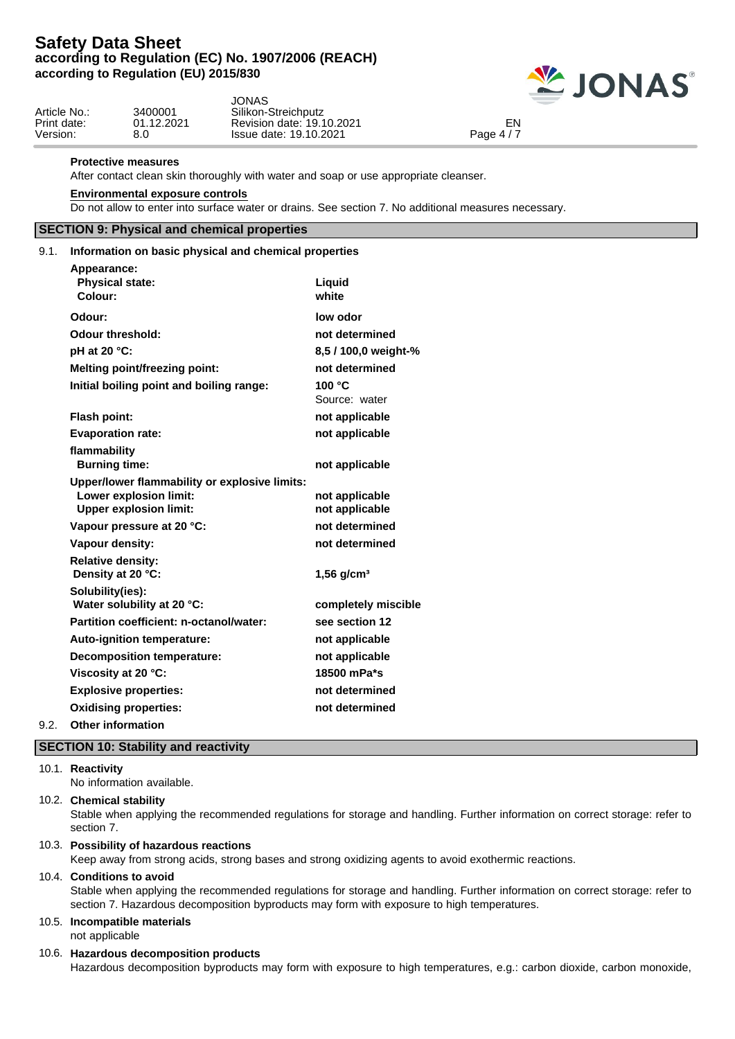**Protective measures**

After contact clean skin thoroughly with water and soap or use appropriate cleanser.

**Environmental exposure controls**

Do not allow to enter into surface water or drains. See section 7. No additional measures necessary.

## SECTION 9: Physical and chemical properties

### 9.1. Information on basic physical and chemical properties

| Property | Value |
|---|---|
| **Appearance:** | |
| **Physical state:** | **Liquid** |
| **Colour:** | **white** |
| **Odour:** | **low odor** |
| **Odour threshold:** | **not determined** |
| **pH at 20 °C:** | **8,5 / 100,0 weight-%** |
| **Melting point/freezing point:** | **not determined** |
| **Initial boiling point and boiling range:** | **100 °C** Source: water |
| **Flash point:** | **not applicable** |
| **Evaporation rate:** | **not applicable** |
| **flammability** | |
| **Burning time:** | **not applicable** |
| **Upper/lower flammability or explosive limits:** | |
| **Lower explosion limit:** | **not applicable** |
| **Upper explosion limit:** | **not applicable** |
| **Vapour pressure at 20 °C:** | **not determined** |
| **Vapour density:** | **not determined** |
| **Relative density:** | |
| **Density at 20 °C:** | **1,56 g/cm³** |
| **Solubility(ies):** | |
| **Water solubility at 20 °C:** | **completely miscible** |
| **Partition coefficient: n-octanol/water:** | **see section 12** |
| **Auto-ignition temperature:** | **not applicable** |
| **Decomposition temperature:** | **not applicable** |
| **Viscosity at 20 °C:** | **18500 mPa*s** |
| **Explosive properties:** | **not determined** |
| **Oxidising properties:** | **not determined** |

### 9.2. Other information

## SECTION 10: Stability and reactivity

**10.1. Reactivity**

No information available.

**10.2. Chemical stability**

Stable when applying the recommended regulations for storage and handling. Further information on correct storage: refer to section 7.

**10.3. Possibility of hazardous reactions**

Keep away from strong acids, strong bases and strong oxidizing agents to avoid exothermic reactions.

**10.4. Conditions to avoid**

Stable when applying the recommended regulations for storage and handling. Further information on correct storage: refer to section 7. Hazardous decomposition byproducts may form with exposure to high temperatures.

**10.5. Incompatible materials**

not applicable

**10.6. Hazardous decomposition products**

Hazardous decomposition byproducts may form with exposure to high temperatures, e.g.: carbon dioxide, carbon monoxide,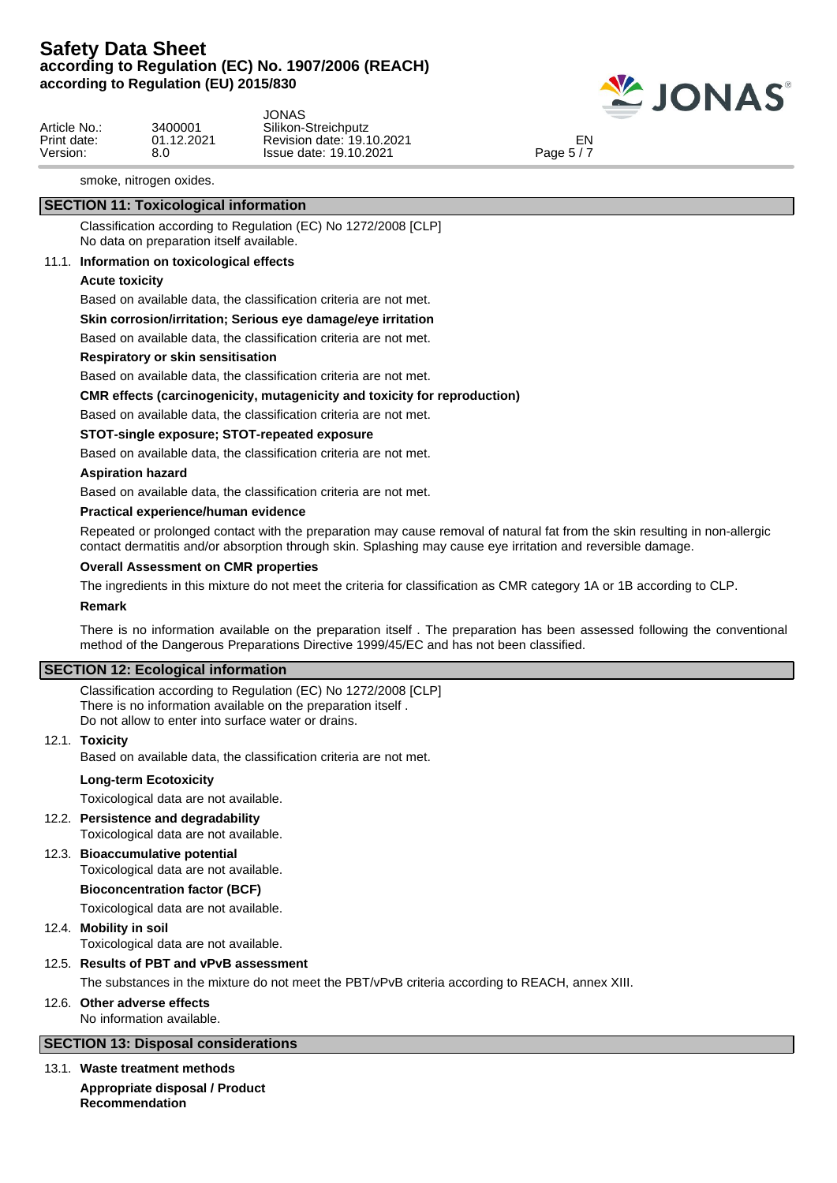smoke, nitrogen oxides.

## SECTION 11: Toxicological information

Classification according to Regulation (EC) No 1272/2008 [CLP]
No data on preparation itself available.

### 11.1. Information on toxicological effects

**Acute toxicity**

Based on available data, the classification criteria are not met.

**Skin corrosion/irritation; Serious eye damage/eye irritation**

Based on available data, the classification criteria are not met.

**Respiratory or skin sensitisation**

Based on available data, the classification criteria are not met.

**CMR effects (carcinogenicity, mutagenicity and toxicity for reproduction)**

Based on available data, the classification criteria are not met.

**STOT-single exposure; STOT-repeated exposure**

Based on available data, the classification criteria are not met.

**Aspiration hazard**

Based on available data, the classification criteria are not met.

**Practical experience/human evidence**

Repeated or prolonged contact with the preparation may cause removal of natural fat from the skin resulting in non-allergic contact dermatitis and/or absorption through skin. Splashing may cause eye irritation and reversible damage.

**Overall Assessment on CMR properties**

The ingredients in this mixture do not meet the criteria for classification as CMR category 1A or 1B according to CLP.

**Remark**

There is no information available on the preparation itself . The preparation has been assessed following the conventional method of the Dangerous Preparations Directive 1999/45/EC and has not been classified.

## SECTION 12: Ecological information

Classification according to Regulation (EC) No 1272/2008 [CLP]
There is no information available on the preparation itself .
Do not allow to enter into surface water or drains.

### 12.1. Toxicity

Based on available data, the classification criteria are not met.

**Long-term Ecotoxicity**

Toxicological data are not available.

### 12.2. Persistence and degradability

Toxicological data are not available.

### 12.3. Bioaccumulative potential

Toxicological data are not available.

**Bioconcentration factor (BCF)**

Toxicological data are not available.

### 12.4. Mobility in soil

Toxicological data are not available.

### 12.5. Results of PBT and vPvB assessment

The substances in the mixture do not meet the PBT/vPvB criteria according to REACH, annex XIII.

### 12.6. Other adverse effects

No information available.

## SECTION 13: Disposal considerations

### 13.1. Waste treatment methods

**Appropriate disposal / Product**
**Recommendation**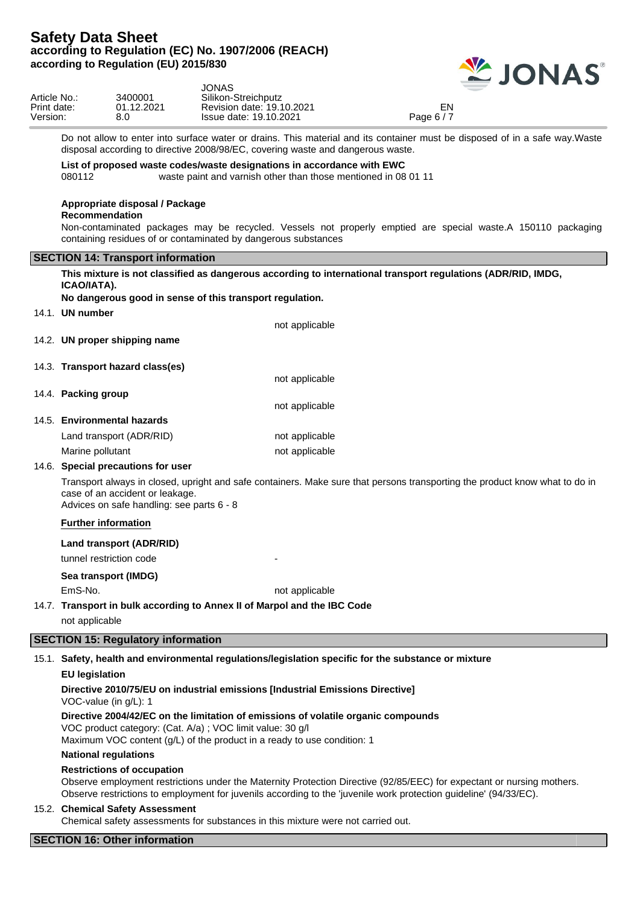Do not allow to enter into surface water or drains. This material and its container must be disposed of in a safe way.Waste disposal according to directive 2008/98/EC, covering waste and dangerous waste.

**List of proposed waste codes/waste designations in accordance with EWC**

080112 waste paint and varnish other than those mentioned in 08 01 11

**Appropriate disposal / Package**

**Recommendation**

Non-contaminated packages may be recycled. Vessels not properly emptied are special waste.A 150110 packaging containing residues of or contaminated by dangerous substances

## SECTION 14: Transport information

**This mixture is not classified as dangerous according to international transport regulations (ADR/RID, IMDG, ICAO/IATA).**

**No dangerous good in sense of this transport regulation.**

### 14.1. UN number

not applicable

### 14.2. UN proper shipping name

### 14.3. Transport hazard class(es)

not applicable

### 14.4. Packing group

not applicable

### 14.5. Environmental hazards

| | |
|---|---|
| Land transport (ADR/RID) | not applicable |
| Marine pollutant | not applicable |

### 14.6. Special precautions for user

Transport always in closed, upright and safe containers. Make sure that persons transporting the product know what to do in case of an accident or leakage.

Advices on safe handling: see parts 6 - 8

**Further information**

**Land transport (ADR/RID)**

| | |
|---|---|
| tunnel restriction code | - |

**Sea transport (IMDG)**

| | |
|---|---|
| EmS-No. | not applicable |

### 14.7. Transport in bulk according to Annex II of Marpol and the IBC Code

not applicable

## SECTION 15: Regulatory information

### 15.1. Safety, health and environmental regulations/legislation specific for the substance or mixture

**EU legislation**

**Directive 2010/75/EU on industrial emissions [Industrial Emissions Directive]**

VOC-value (in g/L): 1

**Directive 2004/42/EC on the limitation of emissions of volatile organic compounds**

VOC product category: (Cat. A/a) ; VOC limit value: 30 g/l

Maximum VOC content (g/L) of the product in a ready to use condition: 1

**National regulations**

**Restrictions of occupation**

Observe employment restrictions under the Maternity Protection Directive (92/85/EEC) for expectant or nursing mothers. Observe restrictions to employment for juvenils according to the 'juvenile work protection guideline' (94/33/EC).

### 15.2. Chemical Safety Assessment

Chemical safety assessments for substances in this mixture were not carried out.

## SECTION 16: Other information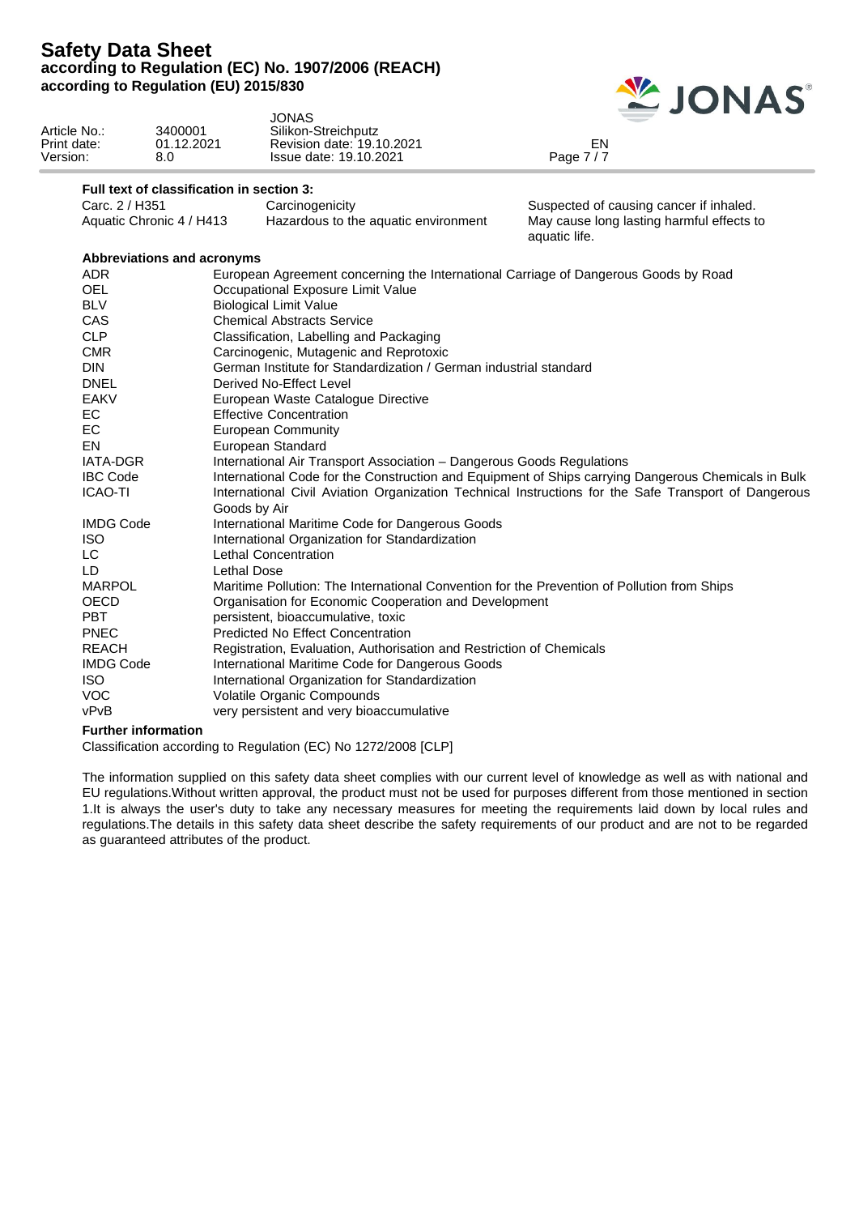**Full text of classification in section 3:**

| | | |
|---|---|---|
| Carc. 2 / H351 | Carcinogenicity | Suspected of causing cancer if inhaled. |
| Aquatic Chronic 4 / H413 | Hazardous to the aquatic environment | May cause long lasting harmful effects to aquatic life. |

**Abbreviations and acronyms**

| | |
|---|---|
| ADR | European Agreement concerning the International Carriage of Dangerous Goods by Road |
| OEL | Occupational Exposure Limit Value |
| BLV | Biological Limit Value |
| CAS | Chemical Abstracts Service |
| CLP | Classification, Labelling and Packaging |
| CMR | Carcinogenic, Mutagenic and Reprotoxic |
| DIN | German Institute for Standardization / German industrial standard |
| DNEL | Derived No-Effect Level |
| EAKV | European Waste Catalogue Directive |
| EC | Effective Concentration |
| EC | European Community |
| EN | European Standard |
| IATA-DGR | International Air Transport Association – Dangerous Goods Regulations |
| IBC Code | International Code for the Construction and Equipment of Ships carrying Dangerous Chemicals in Bulk |
| ICAO-TI | International Civil Aviation Organization Technical Instructions for the Safe Transport of Dangerous Goods by Air |
| IMDG Code | International Maritime Code for Dangerous Goods |
| ISO | International Organization for Standardization |
| LC | Lethal Concentration |
| LD | Lethal Dose |
| MARPOL | Maritime Pollution: The International Convention for the Prevention of Pollution from Ships |
| OECD | Organisation for Economic Cooperation and Development |
| PBT | persistent, bioaccumulative, toxic |
| PNEC | Predicted No Effect Concentration |
| REACH | Registration, Evaluation, Authorisation and Restriction of Chemicals |
| IMDG Code | International Maritime Code for Dangerous Goods |
| ISO | International Organization for Standardization |
| VOC | Volatile Organic Compounds |
| vPvB | very persistent and very bioaccumulative |

**Further information**

Classification according to Regulation (EC) No 1272/2008 [CLP]

The information supplied on this safety data sheet complies with our current level of knowledge as well as with national and EU regulations.Without written approval, the product must not be used for purposes different from those mentioned in section 1.It is always the user's duty to take any necessary measures for meeting the requirements laid down by local rules and regulations.The details in this safety data sheet describe the safety requirements of our product and are not to be regarded as guaranteed attributes of the product.